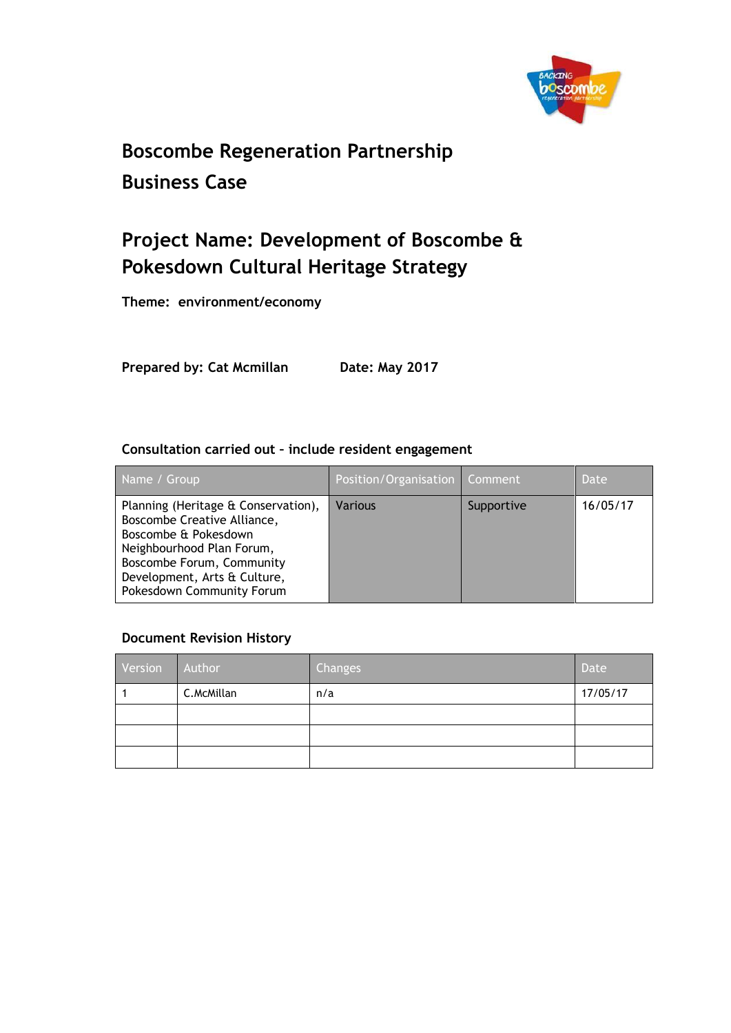# Boscombe Regeneration Partnership
# Business Case

## Project Name: Development of Boscombe & Pokesdown Cultural Heritage Strategy

**Theme: environment/economy**

**Prepared by: Cat Mcmillan** **Date: May 2017**

**Consultation carried out – include resident engagement**

| Name / Group | Position/Organisation | Comment | Date |
|---|---|---|---|
| Planning (Heritage & Conservation), Boscombe Creative Alliance, Boscombe & Pokesdown Neighbourhood Plan Forum, Boscombe Forum, Community Development, Arts & Culture, Pokesdown Community Forum | Various | Supportive | 16/05/17 |

**Document Revision History**

| Version | Author | Changes | Date |
|---|---|---|---|
| 1 | C.McMillan | n/a | 17/05/17 |
| | | | |
| | | | |
| | | | |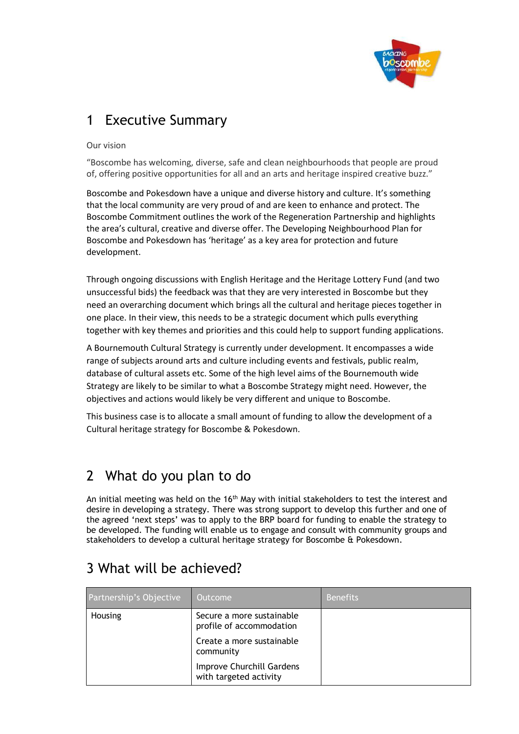# 1 Executive Summary

Our vision

"Boscombe has welcoming, diverse, safe and clean neighbourhoods that people are proud of, offering positive opportunities for all and an arts and heritage inspired creative buzz."

Boscombe and Pokesdown have a unique and diverse history and culture. It's something that the local community are very proud of and are keen to enhance and protect. The Boscombe Commitment outlines the work of the Regeneration Partnership and highlights the area's cultural, creative and diverse offer. The Developing Neighbourhood Plan for Boscombe and Pokesdown has 'heritage' as a key area for protection and future development.

Through ongoing discussions with English Heritage and the Heritage Lottery Fund (and two unsuccessful bids) the feedback was that they are very interested in Boscombe but they need an overarching document which brings all the cultural and heritage pieces together in one place. In their view, this needs to be a strategic document which pulls everything together with key themes and priorities and this could help to support funding applications.

A Bournemouth Cultural Strategy is currently under development. It encompasses a wide range of subjects around arts and culture including events and festivals, public realm, database of cultural assets etc. Some of the high level aims of the Bournemouth wide Strategy are likely to be similar to what a Boscombe Strategy might need. However, the objectives and actions would likely be very different and unique to Boscombe.

This business case is to allocate a small amount of funding to allow the development of a Cultural heritage strategy for Boscombe & Pokesdown.

# 2 What do you plan to do

An initial meeting was held on the 16th May with initial stakeholders to test the interest and desire in developing a strategy. There was strong support to develop this further and one of the agreed 'next steps' was to apply to the BRP board for funding to enable the strategy to be developed. The funding will enable us to engage and consult with community groups and stakeholders to develop a cultural heritage strategy for Boscombe & Pokesdown.

# 3 What will be achieved?

| Partnership's Objective | Outcome | Benefits |
|---|---|---|
| Housing | Secure a more sustainable profile of accommodation<br>Create a more sustainable community<br>Improve Churchill Gardens with targeted activity | |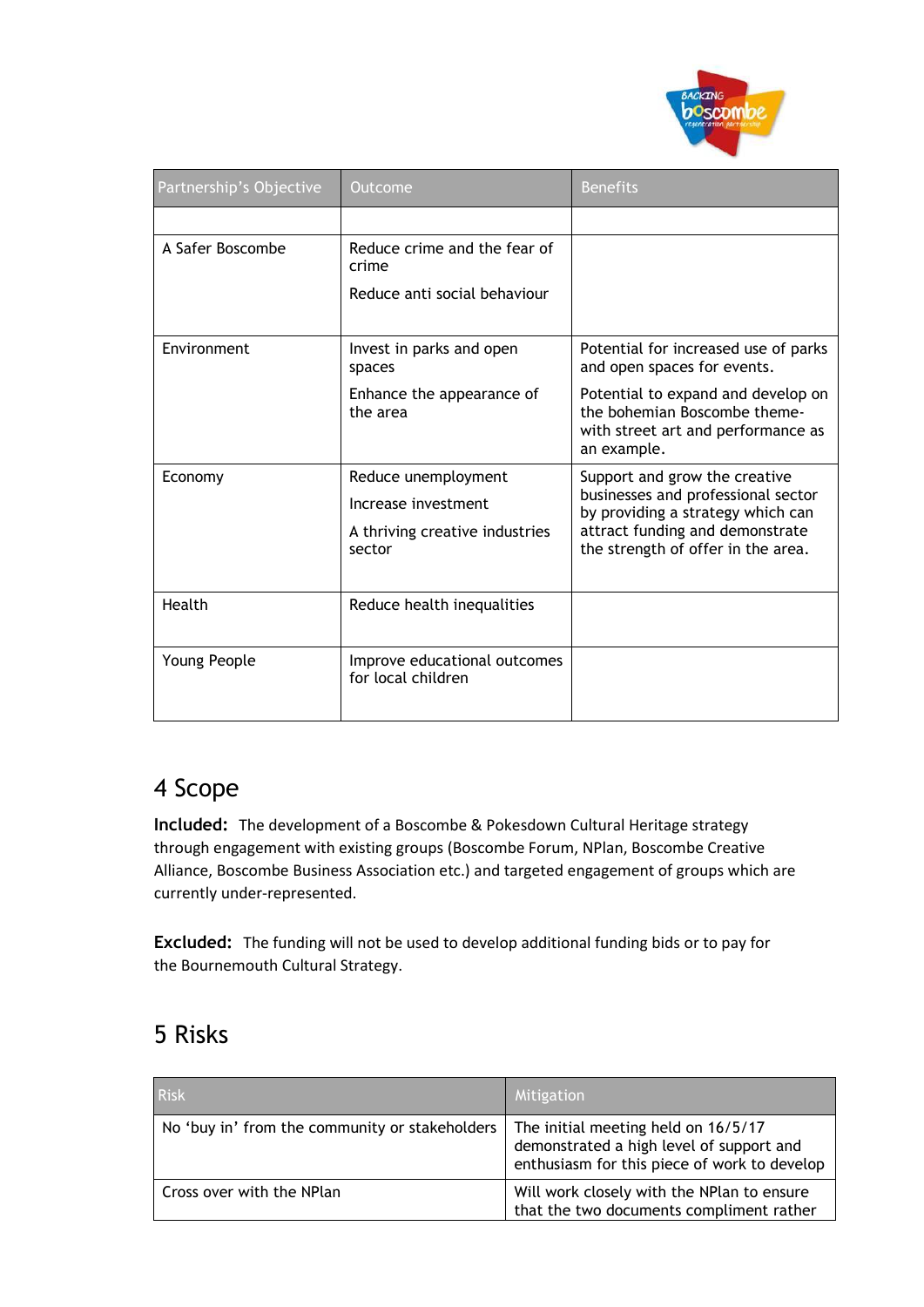| Partnership's Objective | Outcome | Benefits |
|---|---|---|
| | | |
| A Safer Boscombe | Reduce crime and the fear of crime<br><br>Reduce anti social behaviour | |
| Environment | Invest in parks and open spaces<br><br>Enhance the appearance of the area | Potential for increased use of parks and open spaces for events.<br><br>Potential to expand and develop on the bohemian Boscombe theme- with street art and performance as an example. |
| Economy | Reduce unemployment<br><br>Increase investment<br><br>A thriving creative industries sector | Support and grow the creative businesses and professional sector by providing a strategy which can attract funding and demonstrate the strength of offer in the area. |
| Health | Reduce health inequalities | |
| Young People | Improve educational outcomes for local children | |

## 4 Scope

**Included:** The development of a Boscombe & Pokesdown Cultural Heritage strategy through engagement with existing groups (Boscombe Forum, NPlan, Boscombe Creative Alliance, Boscombe Business Association etc.) and targeted engagement of groups which are currently under-represented.

**Excluded:** The funding will not be used to develop additional funding bids or to pay for the Bournemouth Cultural Strategy.

## 5 Risks

| Risk | Mitigation |
|---|---|
| No 'buy in' from the community or stakeholders | The initial meeting held on 16/5/17 demonstrated a high level of support and enthusiasm for this piece of work to develop |
| Cross over with the NPlan | Will work closely with the NPlan to ensure that the two documents compliment rather |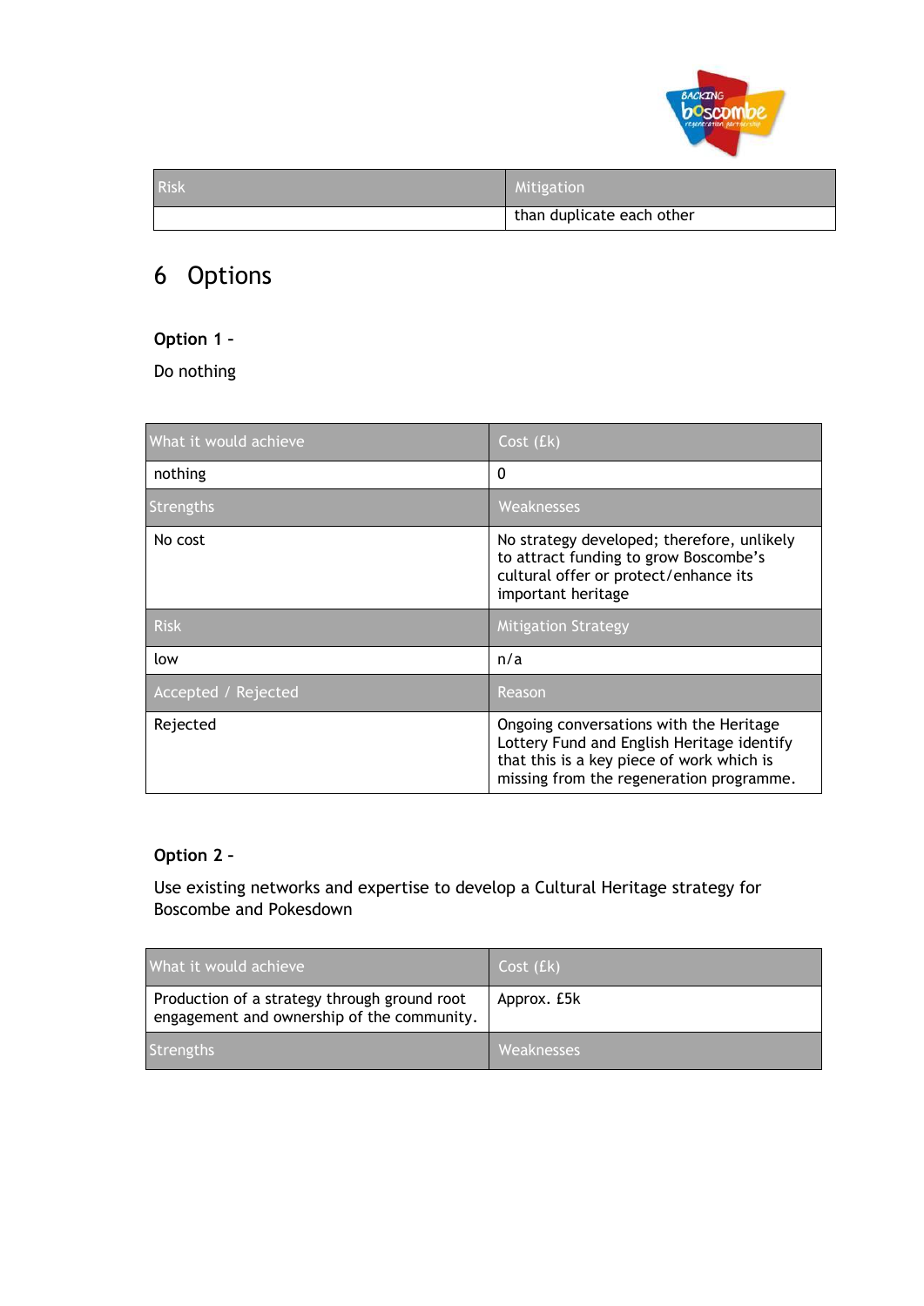| Risk | Mitigation |
| --- | --- |
| | than duplicate each other |

# 6 Options

**Option 1 –**

Do nothing

| What it would achieve | Cost (£k) |
| --- | --- |
| nothing | 0 |
| **Strengths** | **Weaknesses** |
| No cost | No strategy developed; therefore, unlikely to attract funding to grow Boscombe's cultural offer or protect/enhance its important heritage |
| **Risk** | **Mitigation Strategy** |
| low | n/a |
| **Accepted / Rejected** | **Reason** |
| Rejected | Ongoing conversations with the Heritage Lottery Fund and English Heritage identify that this is a key piece of work which is missing from the regeneration programme. |

**Option 2 –**

Use existing networks and expertise to develop a Cultural Heritage strategy for Boscombe and Pokesdown

| What it would achieve | Cost (£k) |
| --- | --- |
| Production of a strategy through ground root engagement and ownership of the community. | Approx. £5k |
| **Strengths** | **Weaknesses** |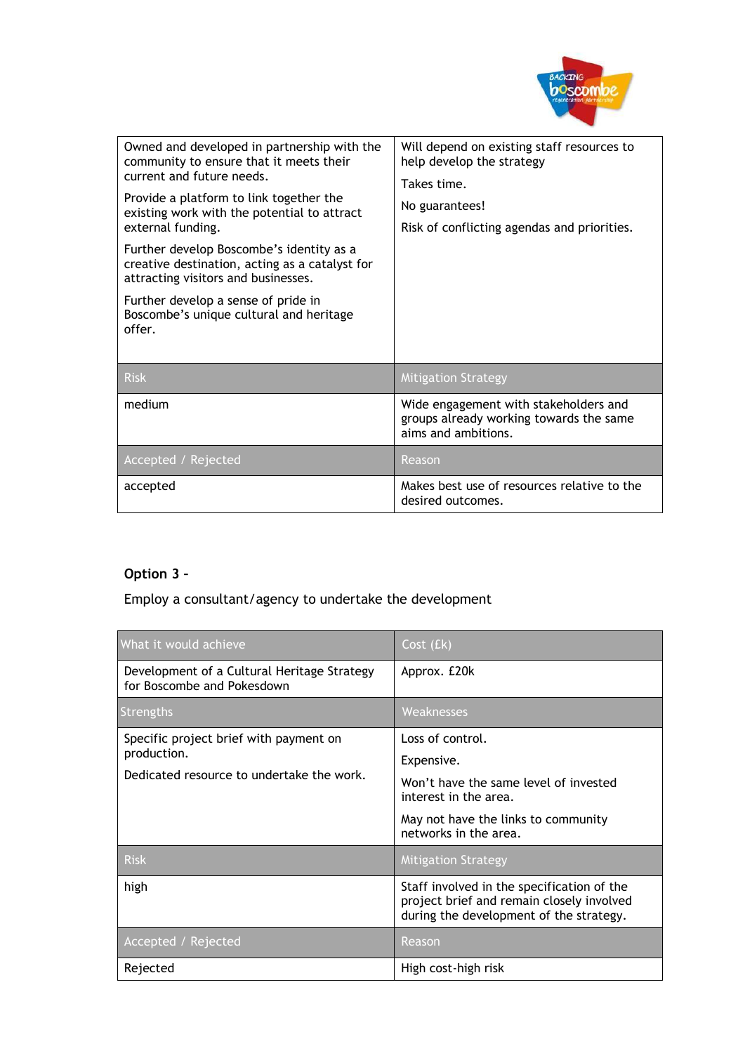| | |
|---|---|
| Owned and developed in partnership with the community to ensure that it meets their current and future needs.<br><br>Provide a platform to link together the existing work with the potential to attract external funding.<br><br>Further develop Boscombe's identity as a creative destination, acting as a catalyst for attracting visitors and businesses.<br><br>Further develop a sense of pride in Boscombe's unique cultural and heritage offer. | Will depend on existing staff resources to help develop the strategy<br><br>Takes time.<br><br>No guarantees!<br><br>Risk of conflicting agendas and priorities. |
| **Risk** | **Mitigation Strategy** |
| medium | Wide engagement with stakeholders and groups already working towards the same aims and ambitions. |
| **Accepted / Rejected** | **Reason** |
| accepted | Makes best use of resources relative to the desired outcomes. |

**Option 3 –**

Employ a consultant/agency to undertake the development

| What it would achieve | Cost (£k) |
|---|---|
| Development of a Cultural Heritage Strategy for Boscombe and Pokesdown | Approx. £20k |
| **Strengths** | **Weaknesses** |
| Specific project brief with payment on production.<br><br>Dedicated resource to undertake the work. | Loss of control.<br><br>Expensive.<br><br>Won't have the same level of invested interest in the area.<br><br>May not have the links to community networks in the area. |
| **Risk** | **Mitigation Strategy** |
| high | Staff involved in the specification of the project brief and remain closely involved during the development of the strategy. |
| **Accepted / Rejected** | **Reason** |
| Rejected | High cost-high risk |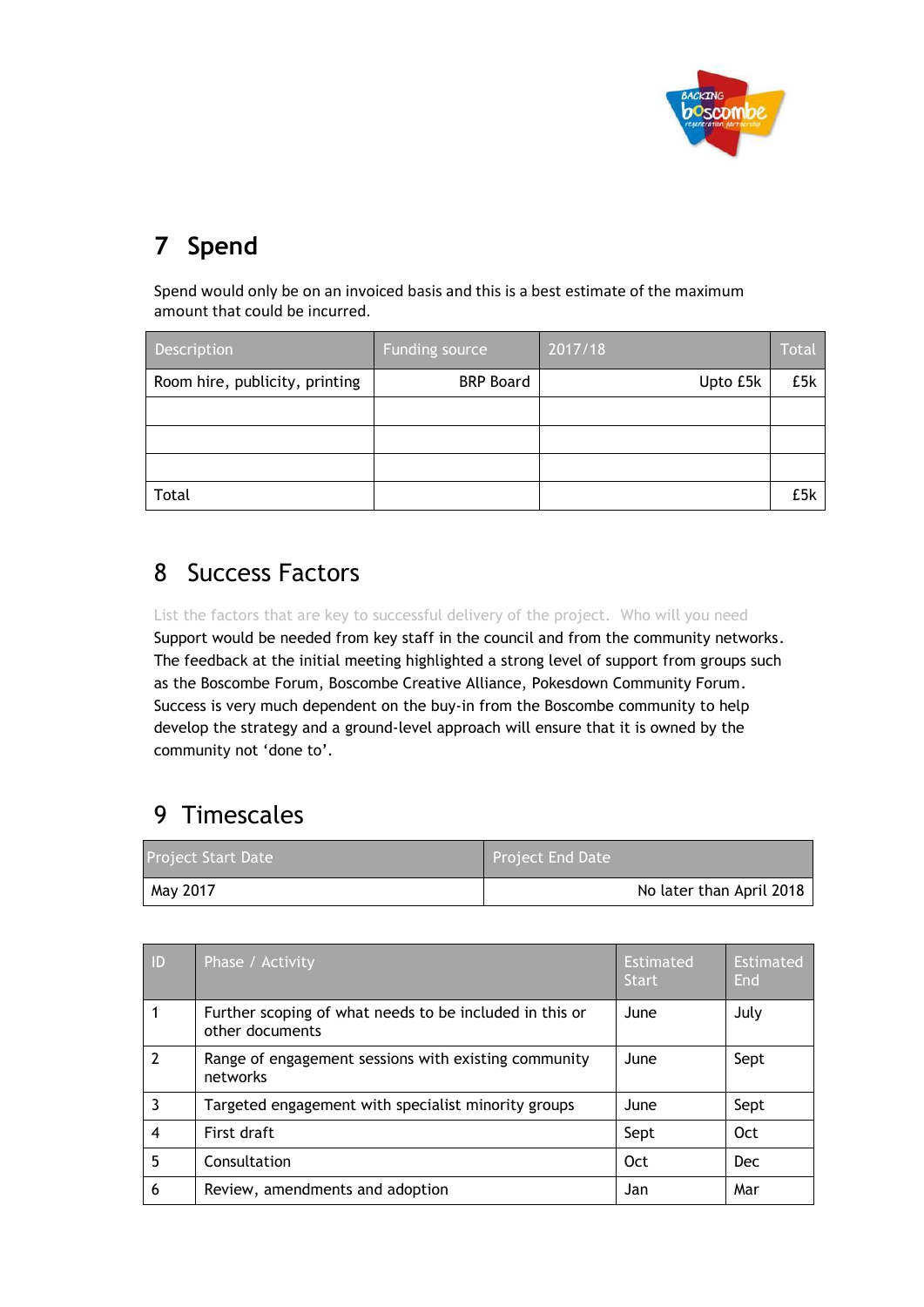# 7 Spend

Spend would only be on an invoiced basis and this is a best estimate of the maximum amount that could be incurred.

| Description | Funding source | 2017/18 | Total |
|---|---|---|---|
| Room hire, publicity, printing | BRP Board | Upto £5k | £5k |
| | | | |
| | | | |
| | | | |
| Total | | | £5k |

# 8 Success Factors

List the factors that are key to successful delivery of the project. Who will you need

Support would be needed from key staff in the council and from the community networks. The feedback at the initial meeting highlighted a strong level of support from groups such as the Boscombe Forum, Boscombe Creative Alliance, Pokesdown Community Forum. Success is very much dependent on the buy-in from the Boscombe community to help develop the strategy and a ground-level approach will ensure that it is owned by the community not 'done to'.

# 9 Timescales

| Project Start Date | Project End Date |
|---|---|
| May 2017 | No later than April 2018 |

| ID | Phase / Activity | Estimated Start | Estimated End |
|---|---|---|---|
| 1 | Further scoping of what needs to be included in this or other documents | June | July |
| 2 | Range of engagement sessions with existing community networks | June | Sept |
| 3 | Targeted engagement with specialist minority groups | June | Sept |
| 4 | First draft | Sept | Oct |
| 5 | Consultation | Oct | Dec |
| 6 | Review, amendments and adoption | Jan | Mar |